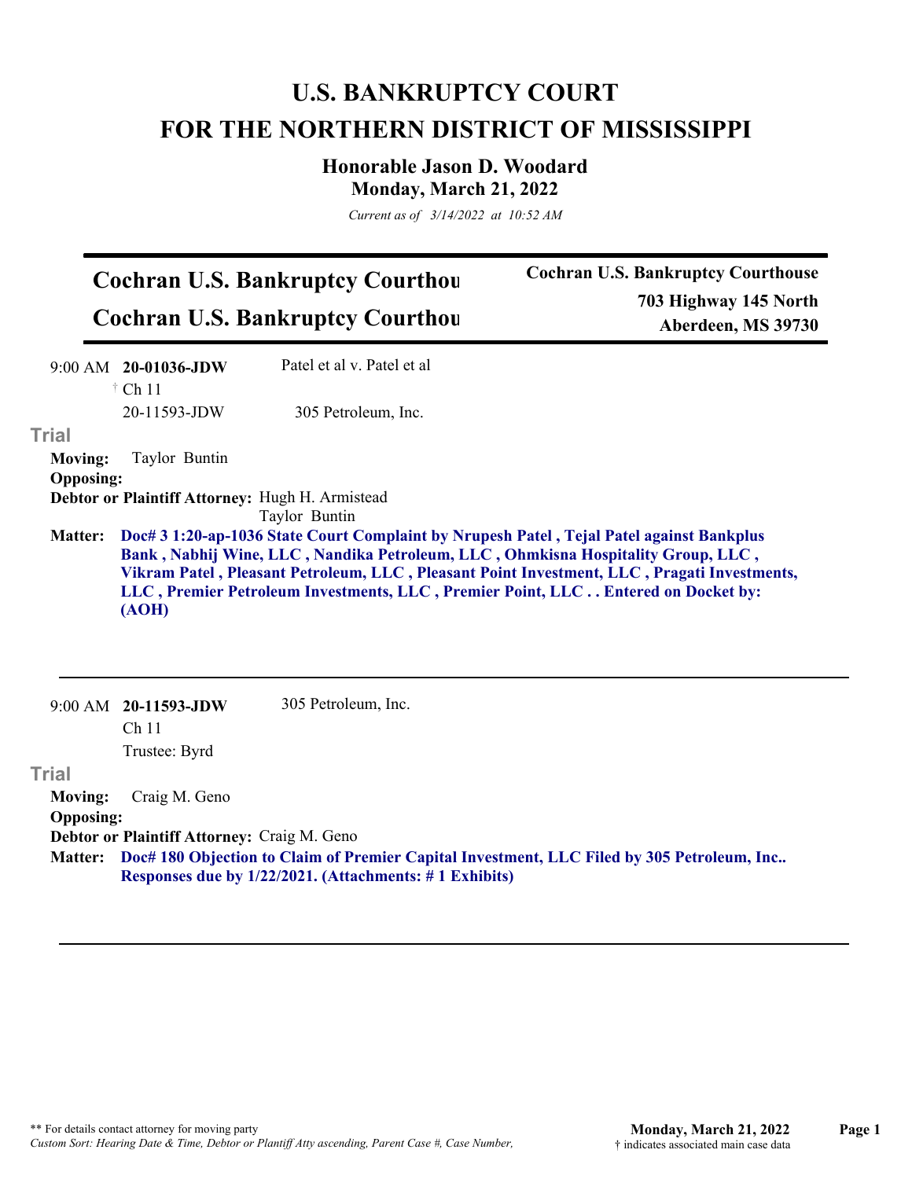# U.S. BANKRUPTCY COURT
# FOR THE NORTHERN DISTRICT OF MISSISSIPPI

## Honorable Jason D. Woodard
### Monday, March 21, 2022

*Current as of 3/14/2022 at 10:52 AM*

---

**Cochran U.S. Bankruptcy Courthou**

**Cochran U.S. Bankruptcy Courthou**

**Cochran U.S. Bankruptcy Courthouse**
**703 Highway 145 North**
**Aberdeen, MS 39730**

---

9:00 AM **20-01036-JDW** Patel et al v. Patel et al
† Ch 11
20-11593-JDW 305 Petroleum, Inc.

**Trial**

**Moving:** Taylor Buntin
**Opposing:**
**Debtor or Plaintiff Attorney:** Hugh H. Armistead
Taylor Buntin

**Matter:** **Doc# 3 1:20-ap-1036 State Court Complaint by Nrupesh Patel , Tejal Patel against Bankplus Bank , Nabhij Wine, LLC , Nandika Petroleum, LLC , Ohmkisna Hospitality Group, LLC , Vikram Patel , Pleasant Petroleum, LLC , Pleasant Point Investment, LLC , Pragati Investments, LLC , Premier Petroleum Investments, LLC , Premier Point, LLC . . Entered on Docket by: (AOH)**

---

9:00 AM **20-11593-JDW** 305 Petroleum, Inc.
Ch 11
Trustee: Byrd

**Trial**

**Moving:** Craig M. Geno
**Opposing:**
**Debtor or Plaintiff Attorney:** Craig M. Geno

**Matter:** **Doc# 180 Objection to Claim of Premier Capital Investment, LLC Filed by 305 Petroleum, Inc.. Responses due by 1/22/2021. (Attachments: # 1 Exhibits)**

---

** For details contact attorney for moving party
*Custom Sort: Hearing Date & Time, Debtor or Plantiff Atty ascending, Parent Case #, Case Number,*

† indicates associated main case data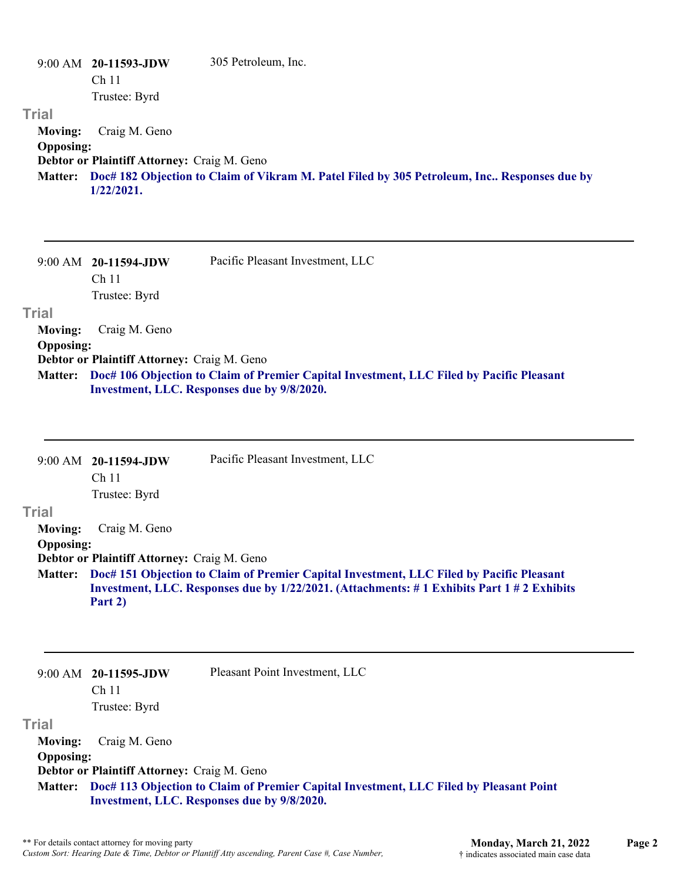9:00 AM **20-11593-JDW** 305 Petroleum, Inc.
Ch 11
Trustee: Byrd

### Trial

**Moving:** Craig M. Geno
**Opposing:**
**Debtor or Plaintiff Attorney:** Craig M. Geno
**Matter:** **Doc# 182 Objection to Claim of Vikram M. Patel Filed by 305 Petroleum, Inc.. Responses due by 1/22/2021.**

---

9:00 AM **20-11594-JDW** Pacific Pleasant Investment, LLC
Ch 11
Trustee: Byrd

### Trial

**Moving:** Craig M. Geno
**Opposing:**
**Debtor or Plaintiff Attorney:** Craig M. Geno
**Matter:** **Doc# 106 Objection to Claim of Premier Capital Investment, LLC Filed by Pacific Pleasant Investment, LLC. Responses due by 9/8/2020.**

---

9:00 AM **20-11594-JDW** Pacific Pleasant Investment, LLC
Ch 11
Trustee: Byrd

### Trial

**Moving:** Craig M. Geno
**Opposing:**
**Debtor or Plaintiff Attorney:** Craig M. Geno
**Matter:** **Doc# 151 Objection to Claim of Premier Capital Investment, LLC Filed by Pacific Pleasant Investment, LLC. Responses due by 1/22/2021. (Attachments: # 1 Exhibits Part 1 # 2 Exhibits Part 2)**

---

9:00 AM **20-11595-JDW** Pleasant Point Investment, LLC
Ch 11
Trustee: Byrd

### Trial

**Moving:** Craig M. Geno
**Opposing:**
**Debtor or Plaintiff Attorney:** Craig M. Geno
**Matter:** **Doc# 113 Objection to Claim of Premier Capital Investment, LLC Filed by Pleasant Point Investment, LLC. Responses due by 9/8/2020.**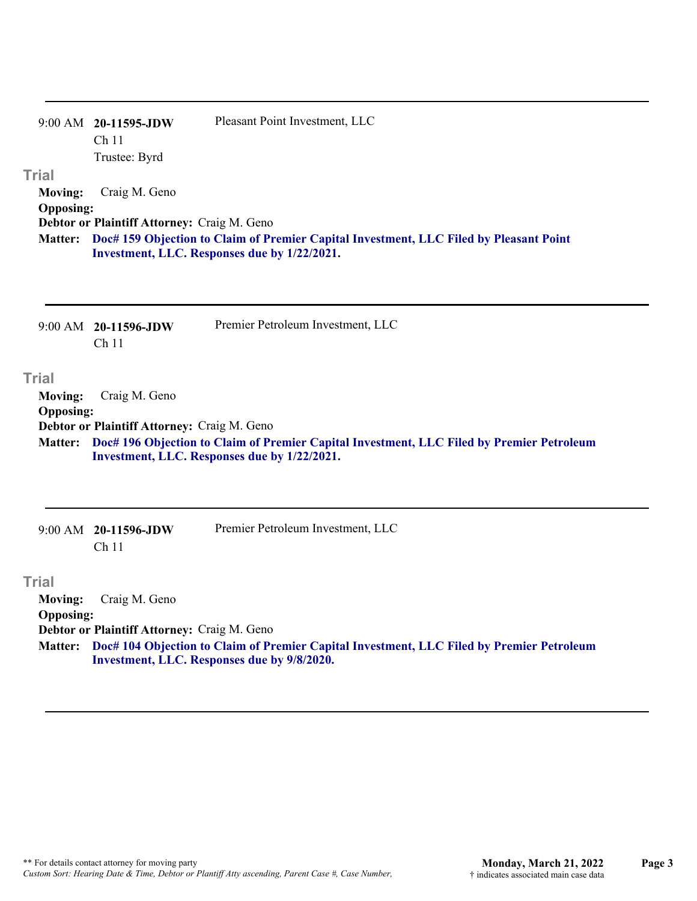---

9:00 AM **20-11595-JDW** Pleasant Point Investment, LLC

Ch 11

Trustee: Byrd

### Trial

**Moving:** Craig M. Geno

**Opposing:**

**Debtor or Plaintiff Attorney:** Craig M. Geno

**Matter:** **Doc# 159 Objection to Claim of Premier Capital Investment, LLC Filed by Pleasant Point Investment, LLC. Responses due by 1/22/2021.**

---

9:00 AM **20-11596-JDW** Premier Petroleum Investment, LLC

Ch 11

### Trial

**Moving:** Craig M. Geno

**Opposing:**

**Debtor or Plaintiff Attorney:** Craig M. Geno

**Matter:** **Doc# 196 Objection to Claim of Premier Capital Investment, LLC Filed by Premier Petroleum Investment, LLC. Responses due by 1/22/2021.**

---

9:00 AM **20-11596-JDW** Premier Petroleum Investment, LLC

Ch 11

### Trial

**Moving:** Craig M. Geno

**Opposing:**

**Debtor or Plaintiff Attorney:** Craig M. Geno

**Matter:** **Doc# 104 Objection to Claim of Premier Capital Investment, LLC Filed by Premier Petroleum Investment, LLC. Responses due by 9/8/2020.**

---

** For details contact attorney for moving party

*Custom Sort: Hearing Date & Time, Debtor or Plantiff Atty ascending, Parent Case #, Case Number,*

**Monday, March 21, 2022**

† indicates associated main case data